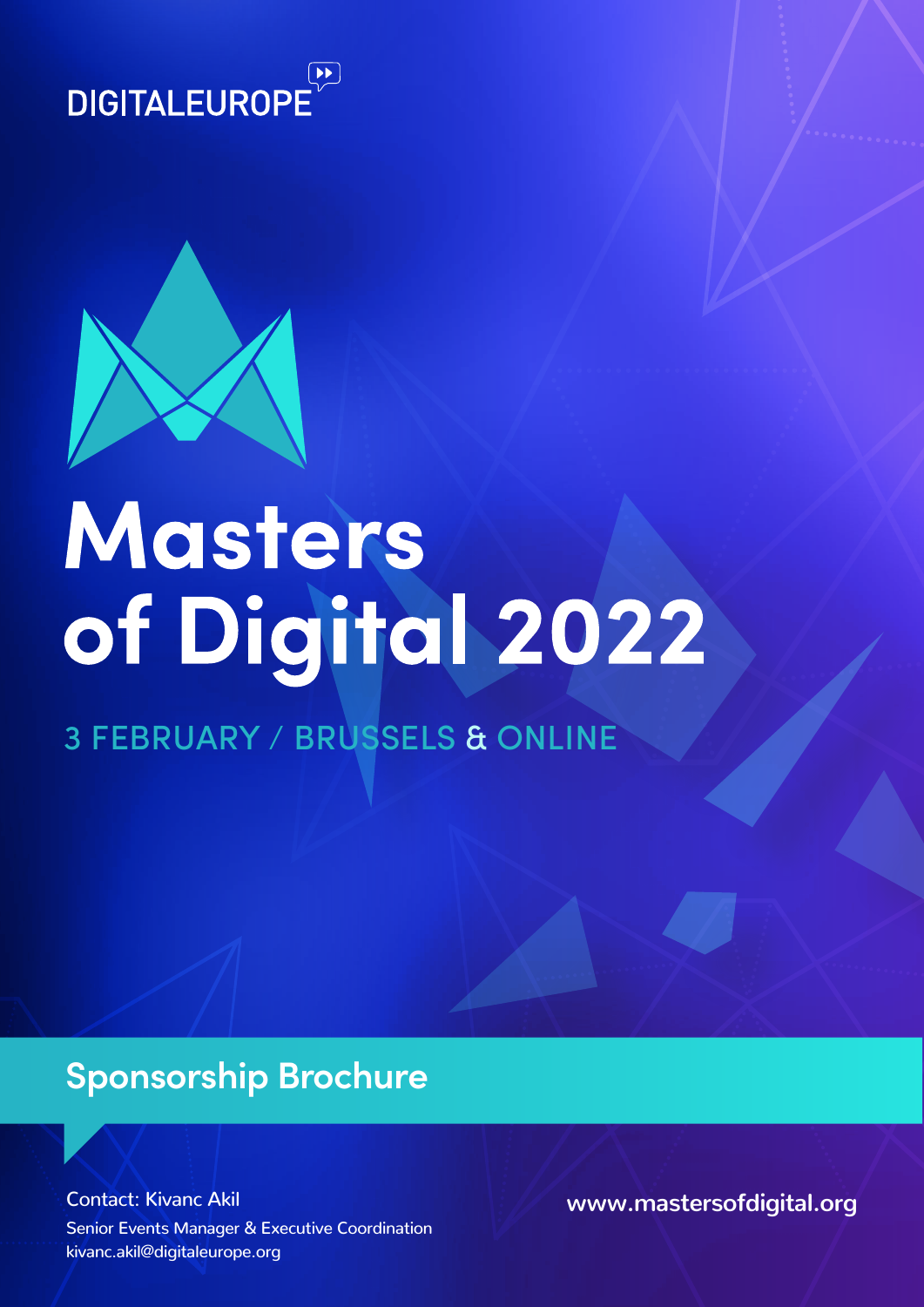DIGITALEUROPE

# Masters of Digital 2022

3 FEBRUARY / BRUSSELS & ONLINE

## Sponsorship Brochure

Contact: Kivanc Akil
Senior Events Manager & Executive Coordination
kivanc.akil@digitaleurope.org

www.mastersofdigital.org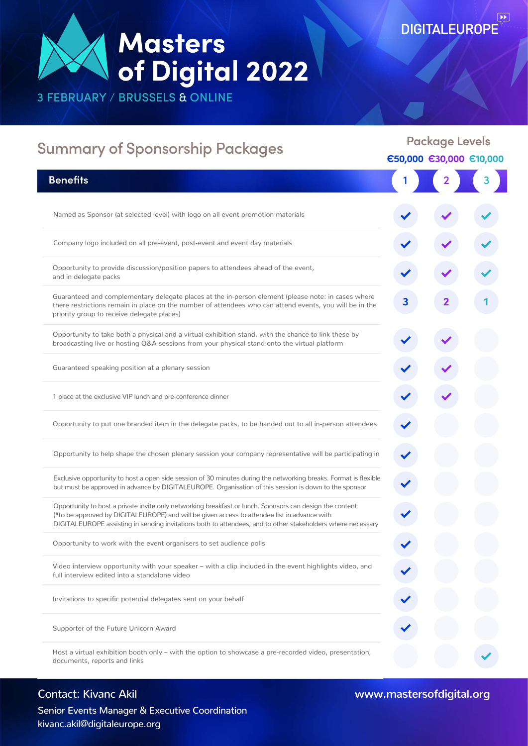# Masters of Digital 2022

3 FEBRUARY / BRUSSELS & ONLINE

DIGITALEUROPE

## Summary of Sponsorship Packages

**Package Levels**

| Benefits | 1 (€50,000) | 2 (€30,000) | 3 (€10,000) |
| --- | --- | --- | --- |
| Named as Sponsor (at selected level) with logo on all event promotion materials | ✓ | ✓ | ✓ |
| Company logo included on all pre-event, post-event and event day materials | ✓ | ✓ | ✓ |
| Opportunity to provide discussion/position papers to attendees ahead of the event, and in delegate packs | ✓ | ✓ | ✓ |
| Guaranteed and complementary delegate places at the in-person element (please note: in cases where there restrictions remain in place on the number of attendees who can attend events, you will be in the priority group to receive delegate places) | 3 | 2 | 1 |
| Opportunity to take both a physical and a virtual exhibition stand, with the chance to link these by broadcasting live or hosting Q&A sessions from your physical stand onto the virtual platform | ✓ | ✓ | |
| Guaranteed speaking position at a plenary session | ✓ | ✓ | |
| 1 place at the exclusive VIP lunch and pre-conference dinner | ✓ | ✓ | |
| Opportunity to put one branded item in the delegate packs, to be handed out to all in-person attendees | ✓ | | |
| Opportunity to help shape the chosen plenary session your company representative will be participating in | ✓ | | |
| Exclusive opportunity to host a open side session of 30 minutes during the networking breaks. Format is flexible but must be approved in advance by DIGITALEUROPE. Organisation of this session is down to the sponsor | ✓ | | |
| Opportunity to host a private invite only networking breakfast or lunch. Sponsors can design the content (*to be approved by DIGITALEUROPE) and will be given access to attendee list in advance with DIGITALEUROPE assisting in sending invitations both to attendees, and to other stakeholders where necessary | ✓ | | |
| Opportunity to work with the event organisers to set audience polls | ✓ | | |
| Video interview opportunity with your speaker – with a clip included in the event highlights video, and full interview edited into a standalone video | ✓ | | |
| Invitations to specific potential delegates sent on your behalf | ✓ | | |
| Supporter of the Future Unicorn Award | ✓ | | |
| Host a virtual exhibition booth only – with the option to showcase a pre-recorded video, presentation, documents, reports and links | | | ✓ |

Contact: Kivanc Akil

Senior Events Manager & Executive Coordination

kivanc.akil@digitaleurope.org

www.mastersofdigital.org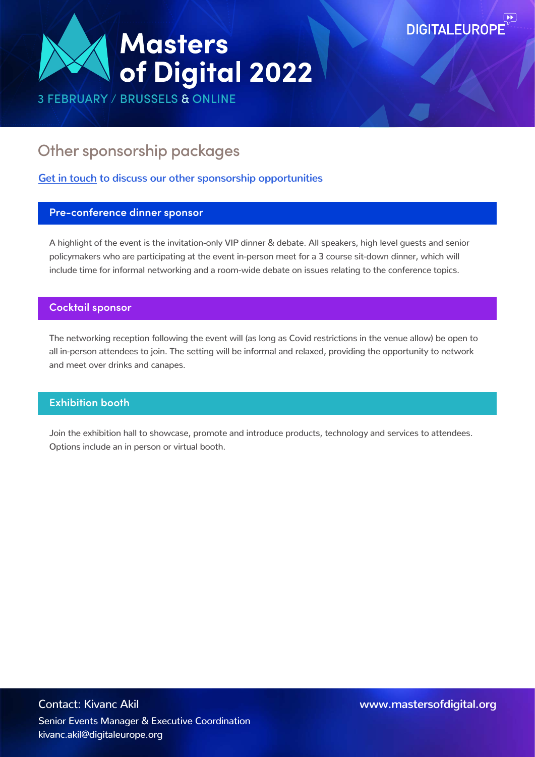# Masters of Digital 2022

3 FEBRUARY / BRUSSELS & ONLINE

DIGITALEUROPE

## Other sponsorship packages

**Get in touch to discuss our other sponsorship opportunities**

### Pre-conference dinner sponsor

A highlight of the event is the invitation-only VIP dinner & debate. All speakers, high level guests and senior policymakers who are participating at the event in-person meet for a 3 course sit-down dinner, which will include time for informal networking and a room-wide debate on issues relating to the conference topics.

### Cocktail sponsor

The networking reception following the event will (as long as Covid restrictions in the venue allow) be open to all in-person attendees to join. The setting will be informal and relaxed, providing the opportunity to network and meet over drinks and canapes.

### Exhibition booth

Join the exhibition hall to showcase, promote and introduce products, technology and services to attendees. Options include an in person or virtual booth.

Contact: Kivanc Akil

Senior Events Manager & Executive Coordination

kivanc.akil@digitaleurope.org

www.mastersofdigital.org